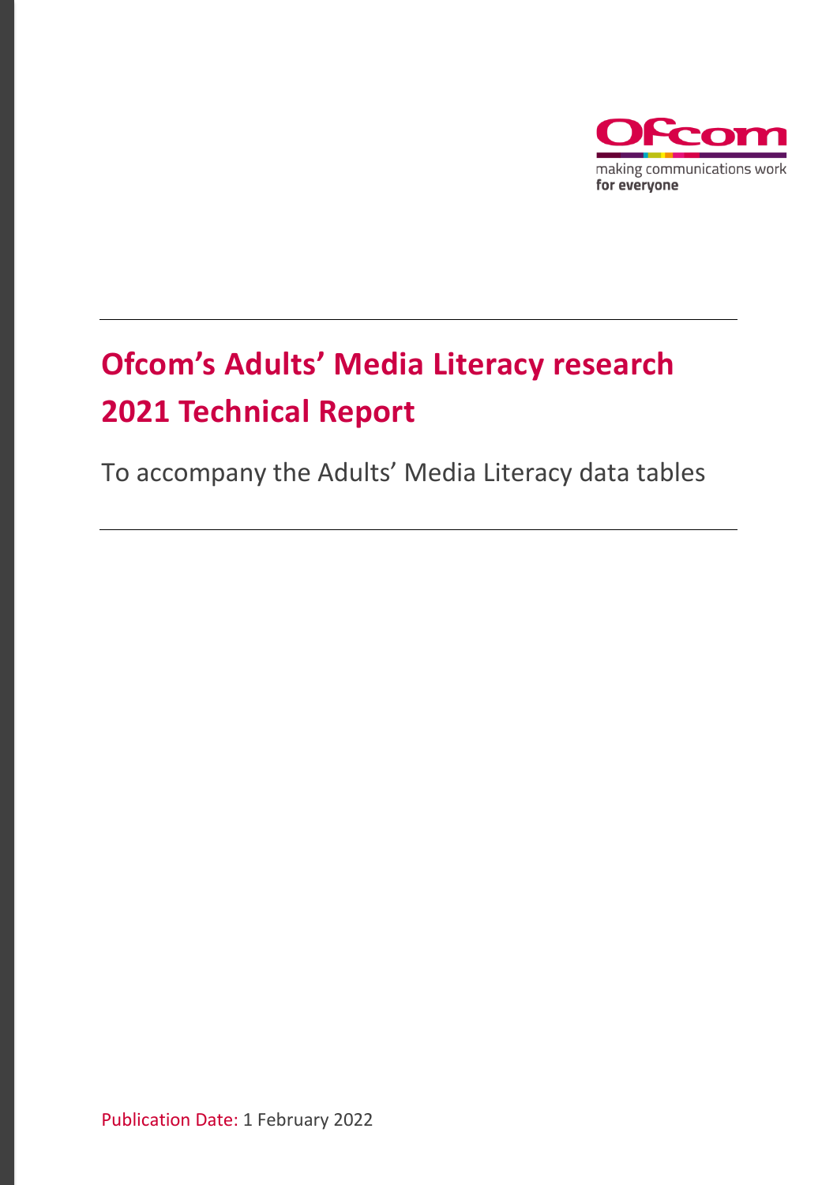Ofcom

making communications work
**for everyone**

# Ofcom's Adults' Media Literacy research 2021 Technical Report

To accompany the Adults' Media Literacy data tables

Publication Date: 1 February 2022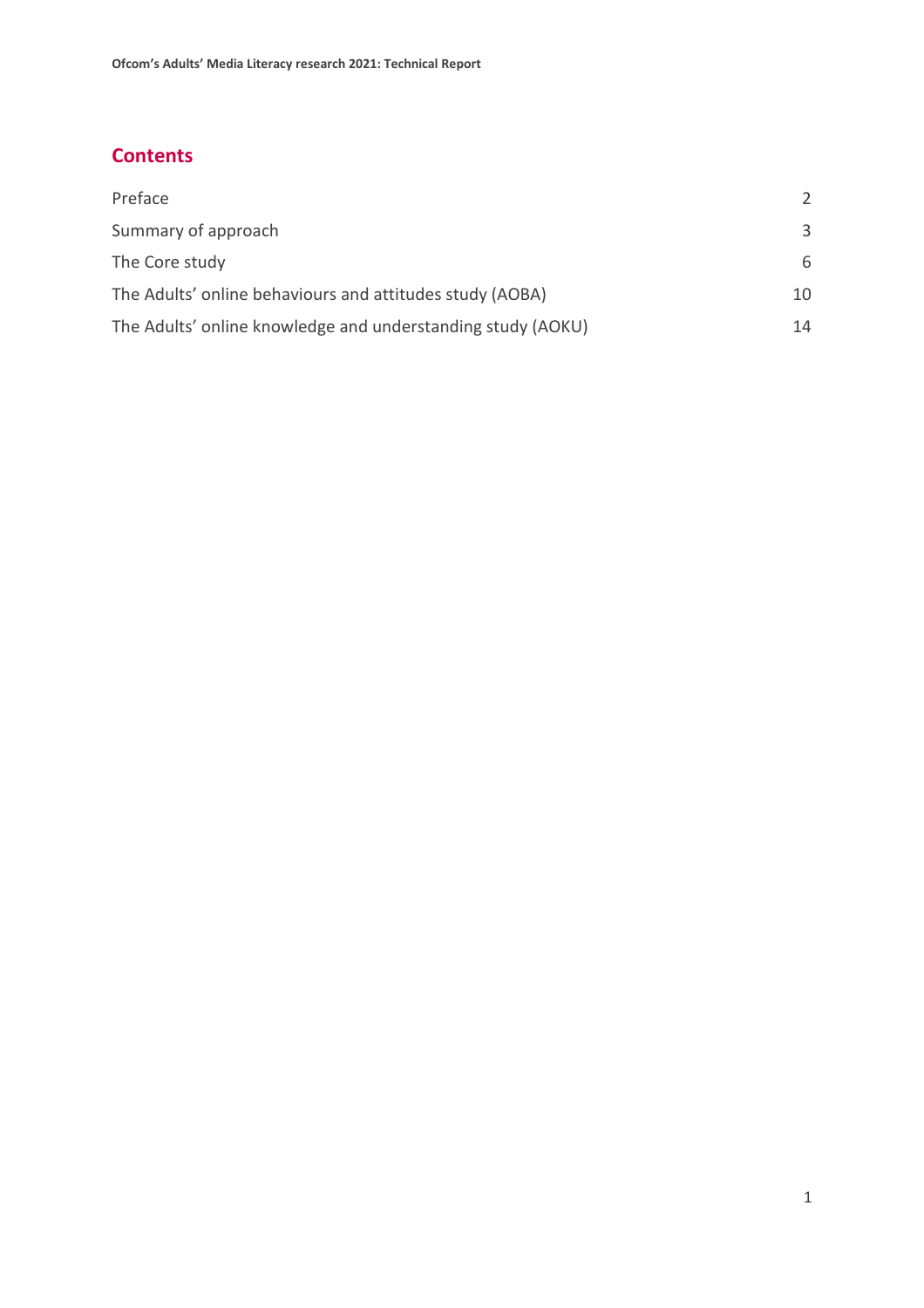## Contents

| | |
|---|---|
| Preface | 2 |
| Summary of approach | 3 |
| The Core study | 6 |
| The Adults' online behaviours and attitudes study (AOBA) | 10 |
| The Adults' online knowledge and understanding study (AOKU) | 14 |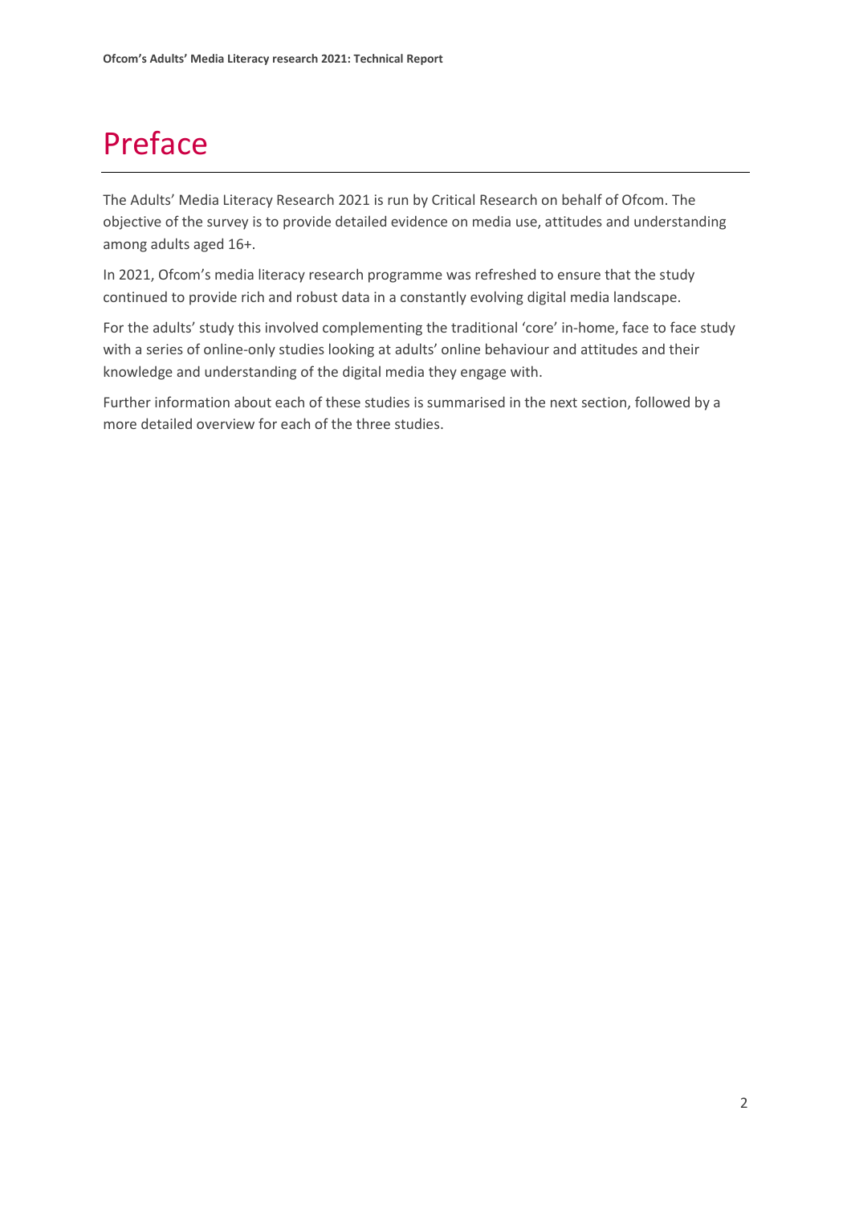# Preface

The Adults' Media Literacy Research 2021 is run by Critical Research on behalf of Ofcom. The objective of the survey is to provide detailed evidence on media use, attitudes and understanding among adults aged 16+.

In 2021, Ofcom's media literacy research programme was refreshed to ensure that the study continued to provide rich and robust data in a constantly evolving digital media landscape.

For the adults' study this involved complementing the traditional 'core' in-home, face to face study with a series of online-only studies looking at adults' online behaviour and attitudes and their knowledge and understanding of the digital media they engage with.

Further information about each of these studies is summarised in the next section, followed by a more detailed overview for each of the three studies.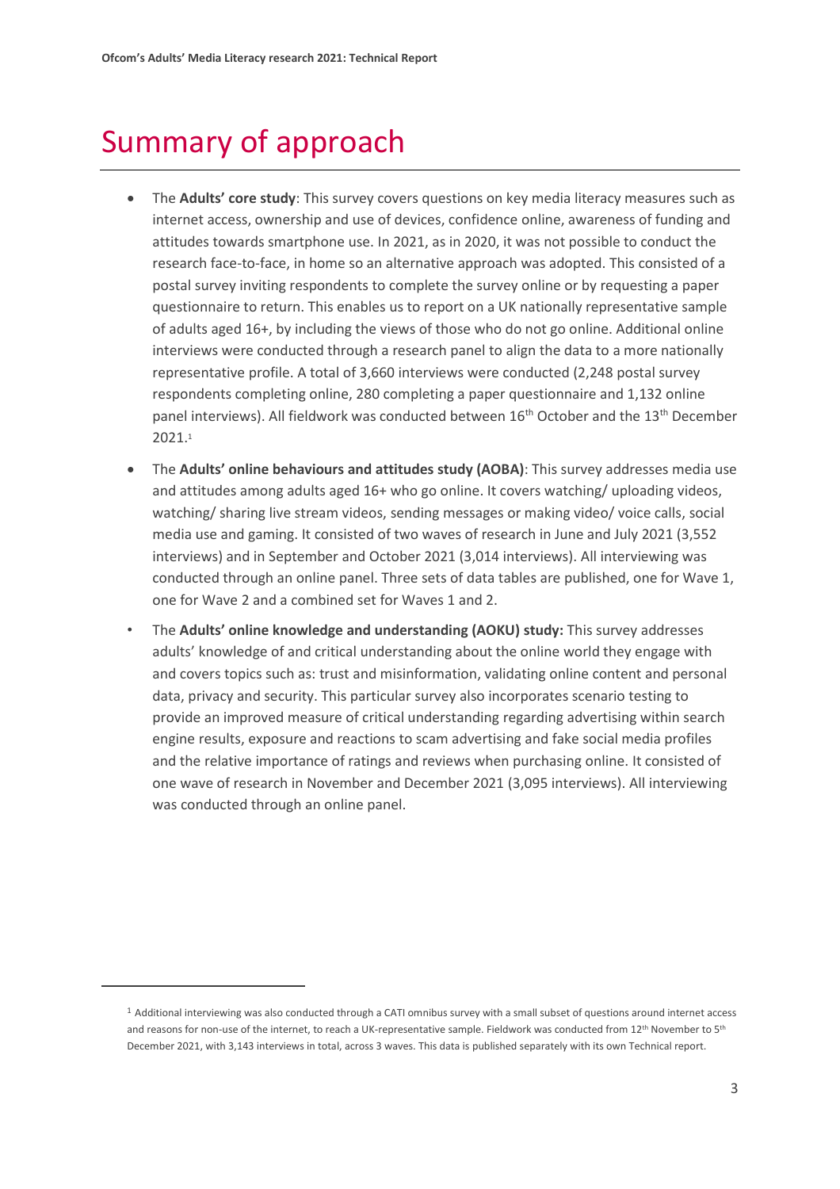# Summary of approach

- The **Adults' core study**: This survey covers questions on key media literacy measures such as internet access, ownership and use of devices, confidence online, awareness of funding and attitudes towards smartphone use. In 2021, as in 2020, it was not possible to conduct the research face-to-face, in home so an alternative approach was adopted. This consisted of a postal survey inviting respondents to complete the survey online or by requesting a paper questionnaire to return. This enables us to report on a UK nationally representative sample of adults aged 16+, by including the views of those who do not go online. Additional online interviews were conducted through a research panel to align the data to a more nationally representative profile. A total of 3,660 interviews were conducted (2,248 postal survey respondents completing online, 280 completing a paper questionnaire and 1,132 online panel interviews). All fieldwork was conducted between 16th October and the 13th December 2021.[1]
- The **Adults' online behaviours and attitudes study (AOBA)**: This survey addresses media use and attitudes among adults aged 16+ who go online. It covers watching/ uploading videos, watching/ sharing live stream videos, sending messages or making video/ voice calls, social media use and gaming. It consisted of two waves of research in June and July 2021 (3,552 interviews) and in September and October 2021 (3,014 interviews). All interviewing was conducted through an online panel. Three sets of data tables are published, one for Wave 1, one for Wave 2 and a combined set for Waves 1 and 2.
- The **Adults' online knowledge and understanding (AOKU) study:** This survey addresses adults' knowledge of and critical understanding about the online world they engage with and covers topics such as: trust and misinformation, validating online content and personal data, privacy and security. This particular survey also incorporates scenario testing to provide an improved measure of critical understanding regarding advertising within search engine results, exposure and reactions to scam advertising and fake social media profiles and the relative importance of ratings and reviews when purchasing online. It consisted of one wave of research in November and December 2021 (3,095 interviews). All interviewing was conducted through an online panel.

[1] Additional interviewing was also conducted through a CATI omnibus survey with a small subset of questions around internet access and reasons for non-use of the internet, to reach a UK-representative sample. Fieldwork was conducted from 12th November to 5th December 2021, with 3,143 interviews in total, across 3 waves. This data is published separately with its own Technical report.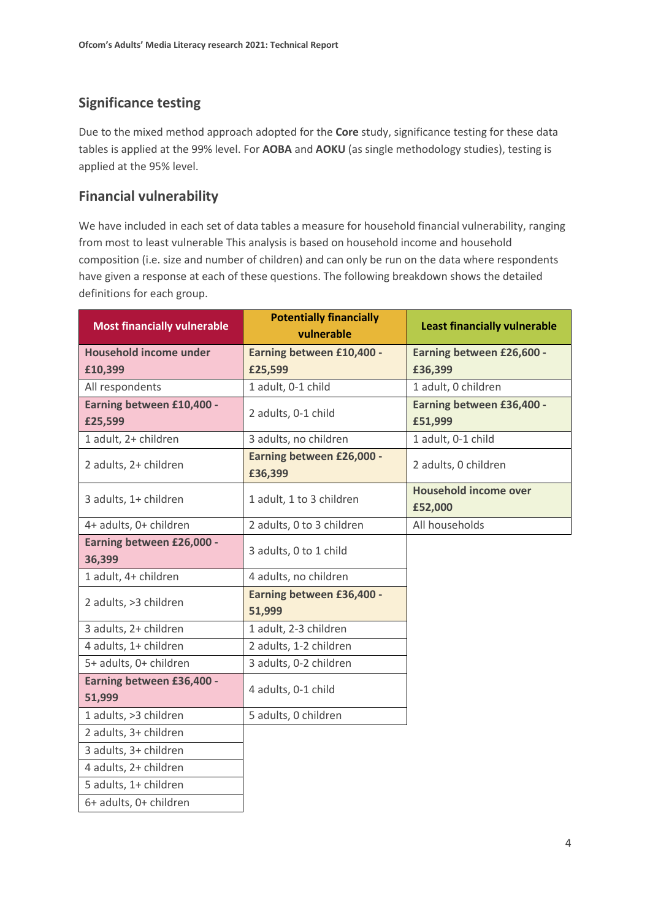## Significance testing

Due to the mixed method approach adopted for the **Core** study, significance testing for these data tables is applied at the 99% level. For **AOBA** and **AOKU** (as single methodology studies), testing is applied at the 95% level.

## Financial vulnerability

We have included in each set of data tables a measure for household financial vulnerability, ranging from most to least vulnerable This analysis is based on household income and household composition (i.e. size and number of children) and can only be run on the data where respondents have given a response at each of these questions. The following breakdown shows the detailed definitions for each group.

| Most financially vulnerable | Potentially financially vulnerable | Least financially vulnerable |
|---|---|---|
| **Household income under £10,399** | **Earning between £10,400 - £25,599** | **Earning between £26,600 - £36,399** |
| All respondents | 1 adult, 0-1 child | 1 adult, 0 children |
| **Earning between £10,400 - £25,599** | 2 adults, 0-1 child | **Earning between £36,400 - £51,999** |
| 1 adult, 2+ children | 3 adults, no children | 1 adult, 0-1 child |
| 2 adults, 2+ children | **Earning between £26,000 - £36,399** | 2 adults, 0 children |
| 3 adults, 1+ children | 1 adult, 1 to 3 children | **Household income over £52,000** |
| 4+ adults, 0+ children | 2 adults, 0 to 3 children | All households |
| **Earning between £26,000 - 36,399** | 3 adults, 0 to 1 child | |
| 1 adult, 4+ children | 4 adults, no children | |
| 2 adults, >3 children | **Earning between £36,400 - 51,999** | |
| 3 adults, 2+ children | 1 adult, 2-3 children | |
| 4 adults, 1+ children | 2 adults, 1-2 children | |
| 5+ adults, 0+ children | 3 adults, 0-2 children | |
| **Earning between £36,400 - 51,999** | 4 adults, 0-1 child | |
| 1 adults, >3 children | 5 adults, 0 children | |
| 2 adults, 3+ children | | |
| 3 adults, 3+ children | | |
| 4 adults, 2+ children | | |
| 5 adults, 1+ children | | |
| 6+ adults, 0+ children | | |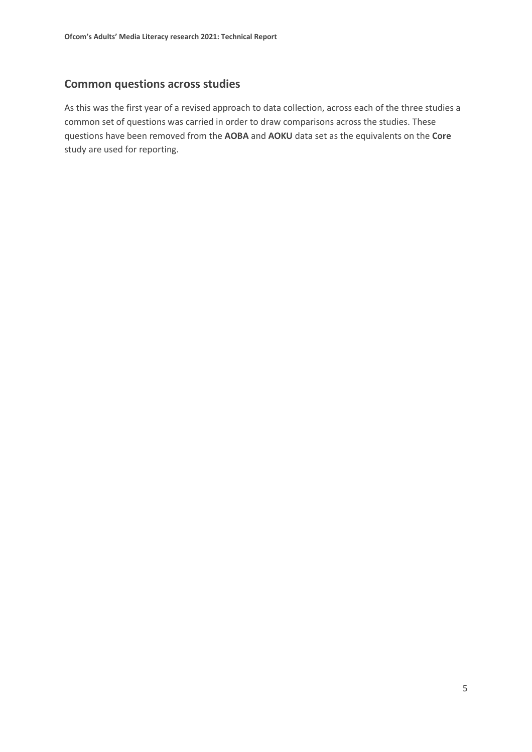## Common questions across studies

As this was the first year of a revised approach to data collection, across each of the three studies a common set of questions was carried in order to draw comparisons across the studies. These questions have been removed from the **AOBA** and **AOKU** data set as the equivalents on the **Core** study are used for reporting.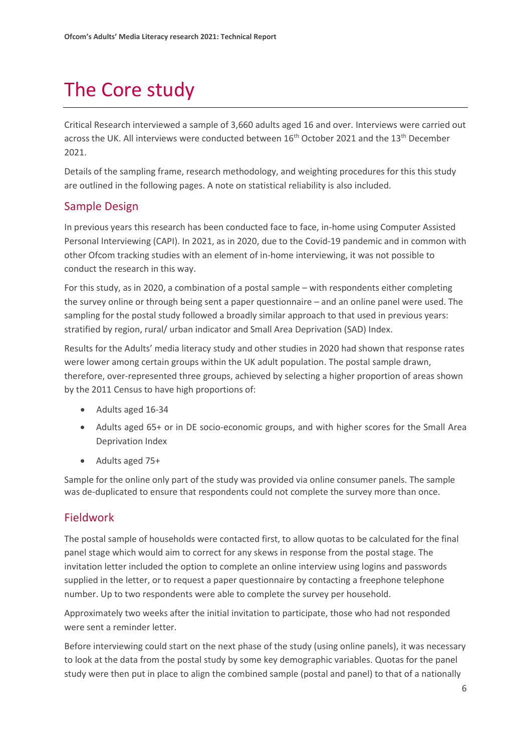# The Core study

Critical Research interviewed a sample of 3,660 adults aged 16 and over. Interviews were carried out across the UK. All interviews were conducted between 16th October 2021 and the 13th December 2021.

Details of the sampling frame, research methodology, and weighting procedures for this this study are outlined in the following pages. A note on statistical reliability is also included.

## Sample Design

In previous years this research has been conducted face to face, in-home using Computer Assisted Personal Interviewing (CAPI). In 2021, as in 2020, due to the Covid-19 pandemic and in common with other Ofcom tracking studies with an element of in-home interviewing, it was not possible to conduct the research in this way.

For this study, as in 2020, a combination of a postal sample – with respondents either completing the survey online or through being sent a paper questionnaire – and an online panel were used. The sampling for the postal study followed a broadly similar approach to that used in previous years: stratified by region, rural/ urban indicator and Small Area Deprivation (SAD) Index.

Results for the Adults' media literacy study and other studies in 2020 had shown that response rates were lower among certain groups within the UK adult population. The postal sample drawn, therefore, over-represented three groups, achieved by selecting a higher proportion of areas shown by the 2011 Census to have high proportions of:

- Adults aged 16-34
- Adults aged 65+ or in DE socio-economic groups, and with higher scores for the Small Area Deprivation Index
- Adults aged 75+

Sample for the online only part of the study was provided via online consumer panels. The sample was de-duplicated to ensure that respondents could not complete the survey more than once.

## Fieldwork

The postal sample of households were contacted first, to allow quotas to be calculated for the final panel stage which would aim to correct for any skews in response from the postal stage. The invitation letter included the option to complete an online interview using logins and passwords supplied in the letter, or to request a paper questionnaire by contacting a freephone telephone number. Up to two respondents were able to complete the survey per household.

Approximately two weeks after the initial invitation to participate, those who had not responded were sent a reminder letter.

Before interviewing could start on the next phase of the study (using online panels), it was necessary to look at the data from the postal study by some key demographic variables. Quotas for the panel study were then put in place to align the combined sample (postal and panel) to that of a nationally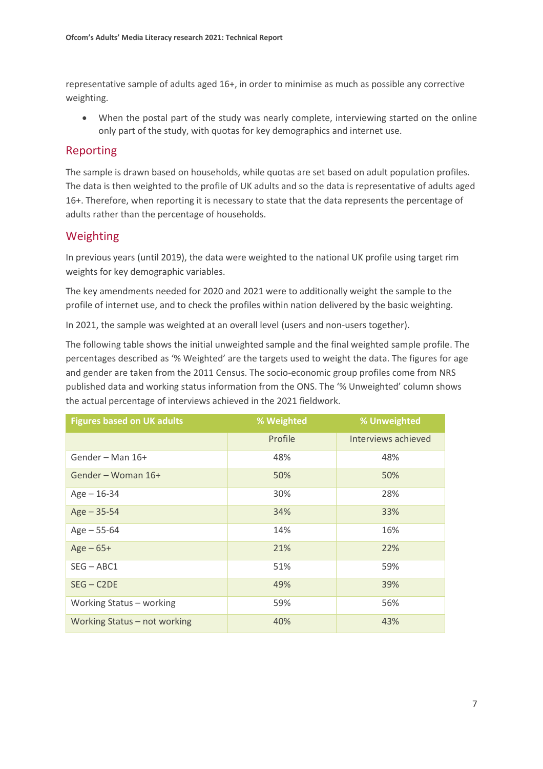representative sample of adults aged 16+, in order to minimise as much as possible any corrective weighting.

- When the postal part of the study was nearly complete, interviewing started on the online only part of the study, with quotas for key demographics and internet use.

## Reporting

The sample is drawn based on households, while quotas are set based on adult population profiles. The data is then weighted to the profile of UK adults and so the data is representative of adults aged 16+. Therefore, when reporting it is necessary to state that the data represents the percentage of adults rather than the percentage of households.

## Weighting

In previous years (until 2019), the data were weighted to the national UK profile using target rim weights for key demographic variables.

The key amendments needed for 2020 and 2021 were to additionally weight the sample to the profile of internet use, and to check the profiles within nation delivered by the basic weighting.

In 2021, the sample was weighted at an overall level (users and non-users together).

The following table shows the initial unweighted sample and the final weighted sample profile. The percentages described as '% Weighted' are the targets used to weight the data. The figures for age and gender are taken from the 2011 Census. The socio-economic group profiles come from NRS published data and working status information from the ONS. The '% Unweighted' column shows the actual percentage of interviews achieved in the 2021 fieldwork.

| Figures based on UK adults | % Weighted | % Unweighted |
|---|---|---|
| | Profile | Interviews achieved |
| Gender – Man 16+ | 48% | 48% |
| Gender – Woman 16+ | 50% | 50% |
| Age – 16-34 | 30% | 28% |
| Age – 35-54 | 34% | 33% |
| Age – 55-64 | 14% | 16% |
| Age – 65+ | 21% | 22% |
| SEG – ABC1 | 51% | 59% |
| SEG – C2DE | 49% | 39% |
| Working Status – working | 59% | 56% |
| Working Status – not working | 40% | 43% |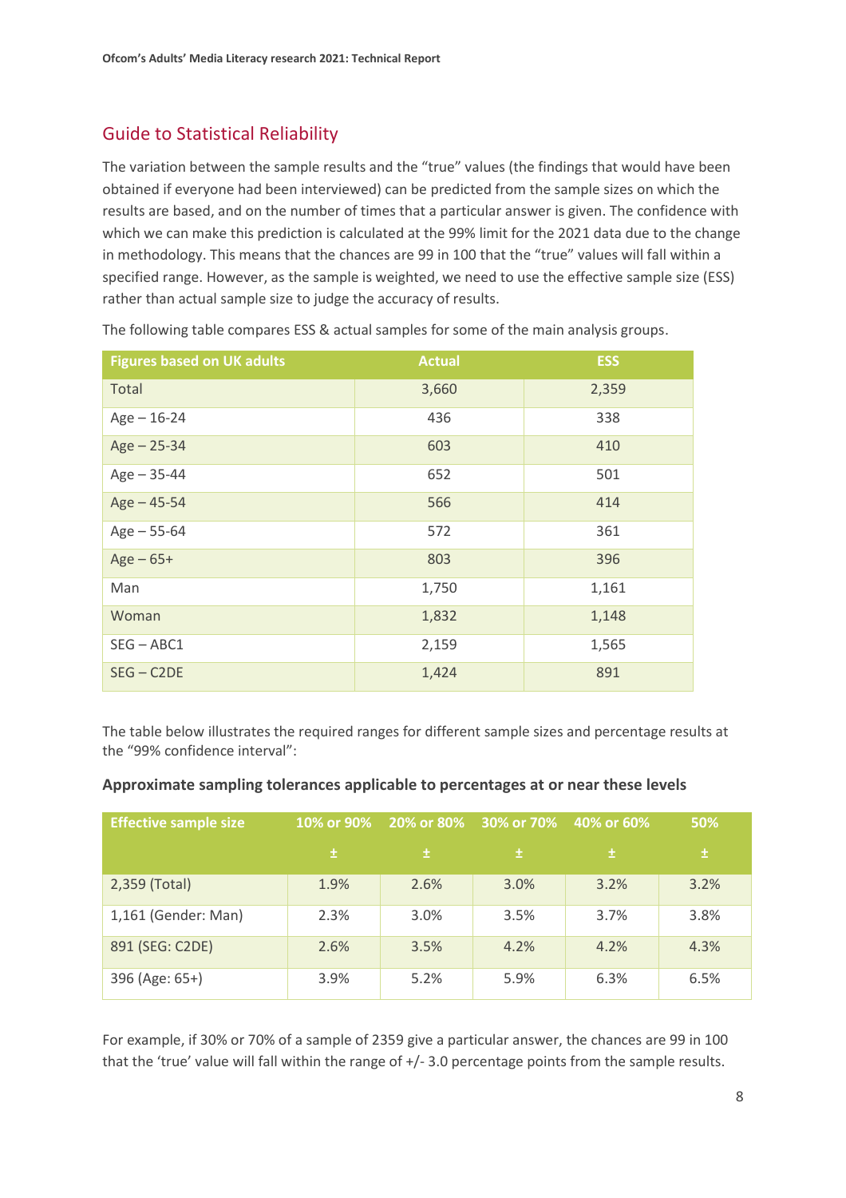## Guide to Statistical Reliability

The variation between the sample results and the "true" values (the findings that would have been obtained if everyone had been interviewed) can be predicted from the sample sizes on which the results are based, and on the number of times that a particular answer is given. The confidence with which we can make this prediction is calculated at the 99% limit for the 2021 data due to the change in methodology. This means that the chances are 99 in 100 that the "true" values will fall within a specified range. However, as the sample is weighted, we need to use the effective sample size (ESS) rather than actual sample size to judge the accuracy of results.

The following table compares ESS & actual samples for some of the main analysis groups.

| Figures based on UK adults | Actual | ESS |
|---|---|---|
| Total | 3,660 | 2,359 |
| Age – 16-24 | 436 | 338 |
| Age – 25-34 | 603 | 410 |
| Age – 35-44 | 652 | 501 |
| Age – 45-54 | 566 | 414 |
| Age – 55-64 | 572 | 361 |
| Age – 65+ | 803 | 396 |
| Man | 1,750 | 1,161 |
| Woman | 1,832 | 1,148 |
| SEG – ABC1 | 2,159 | 1,565 |
| SEG – C2DE | 1,424 | 891 |

The table below illustrates the required ranges for different sample sizes and percentage results at the "99% confidence interval":

**Approximate sampling tolerances applicable to percentages at or near these levels**

| Effective sample size | 10% or 90% | 20% or 80% | 30% or 70% | 40% or 60% | 50% |
|---|---|---|---|---|---|
| | ± | ± | ± | ± | ± |
| 2,359 (Total) | 1.9% | 2.6% | 3.0% | 3.2% | 3.2% |
| 1,161 (Gender: Man) | 2.3% | 3.0% | 3.5% | 3.7% | 3.8% |
| 891 (SEG: C2DE) | 2.6% | 3.5% | 4.2% | 4.2% | 4.3% |
| 396 (Age: 65+) | 3.9% | 5.2% | 5.9% | 6.3% | 6.5% |

For example, if 30% or 70% of a sample of 2359 give a particular answer, the chances are 99 in 100 that the 'true' value will fall within the range of +/- 3.0 percentage points from the sample results.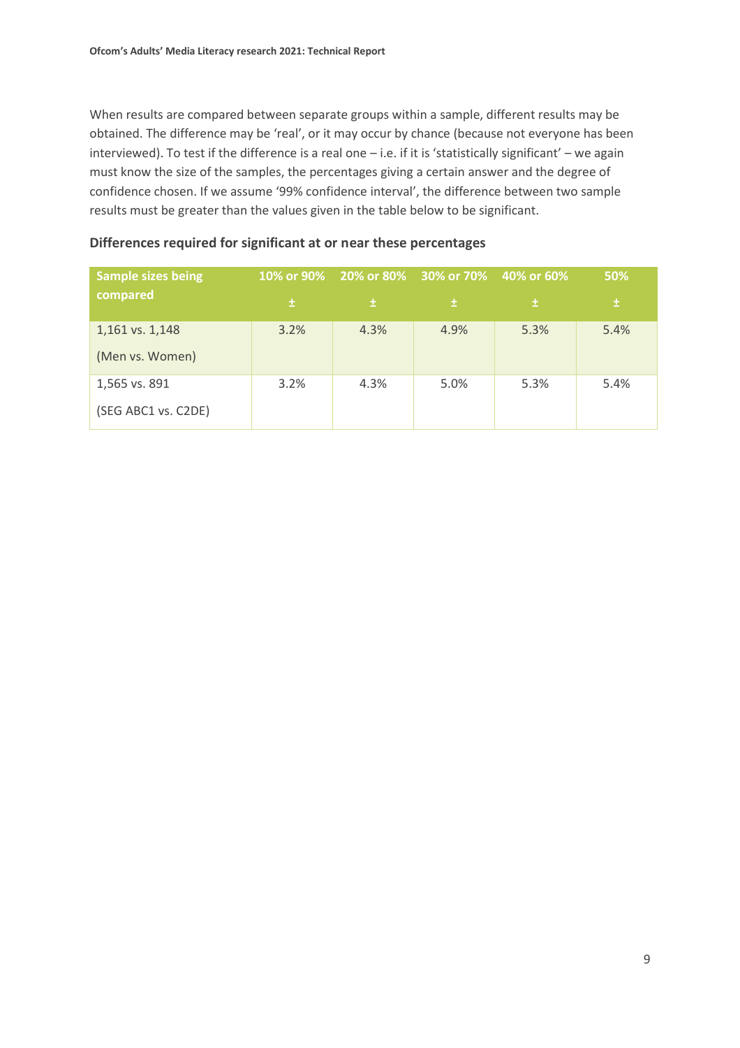When results are compared between separate groups within a sample, different results may be obtained. The difference may be 'real', or it may occur by chance (because not everyone has been interviewed). To test if the difference is a real one – i.e. if it is 'statistically significant' – we again must know the size of the samples, the percentages giving a certain answer and the degree of confidence chosen. If we assume '99% confidence interval', the difference between two sample results must be greater than the values given in the table below to be significant.

**Differences required for significant at or near these percentages**

| Sample sizes being compared | 10% or 90% ± | 20% or 80% ± | 30% or 70% ± | 40% or 60% ± | 50% ± |
|---|---|---|---|---|---|
| 1,161 vs. 1,148 (Men vs. Women) | 3.2% | 4.3% | 4.9% | 5.3% | 5.4% |
| 1,565 vs. 891 (SEG ABC1 vs. C2DE) | 3.2% | 4.3% | 5.0% | 5.3% | 5.4% |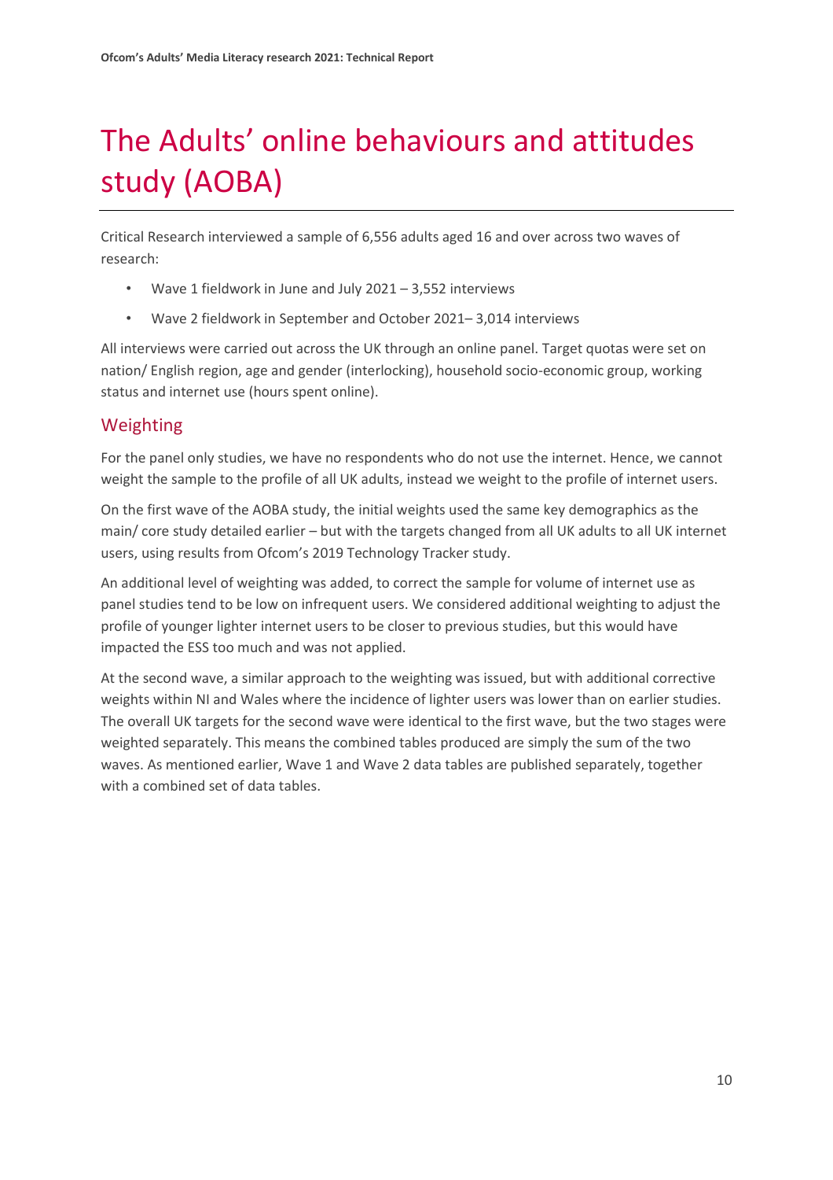# The Adults' online behaviours and attitudes study (AOBA)

Critical Research interviewed a sample of 6,556 adults aged 16 and over across two waves of research:

- Wave 1 fieldwork in June and July 2021 – 3,552 interviews
- Wave 2 fieldwork in September and October 2021– 3,014 interviews

All interviews were carried out across the UK through an online panel. Target quotas were set on nation/ English region, age and gender (interlocking), household socio-economic group, working status and internet use (hours spent online).

## Weighting

For the panel only studies, we have no respondents who do not use the internet. Hence, we cannot weight the sample to the profile of all UK adults, instead we weight to the profile of internet users.

On the first wave of the AOBA study, the initial weights used the same key demographics as the main/ core study detailed earlier – but with the targets changed from all UK adults to all UK internet users, using results from Ofcom's 2019 Technology Tracker study.

An additional level of weighting was added, to correct the sample for volume of internet use as panel studies tend to be low on infrequent users. We considered additional weighting to adjust the profile of younger lighter internet users to be closer to previous studies, but this would have impacted the ESS too much and was not applied.

At the second wave, a similar approach to the weighting was issued, but with additional corrective weights within NI and Wales where the incidence of lighter users was lower than on earlier studies. The overall UK targets for the second wave were identical to the first wave, but the two stages were weighted separately. This means the combined tables produced are simply the sum of the two waves. As mentioned earlier, Wave 1 and Wave 2 data tables are published separately, together with a combined set of data tables.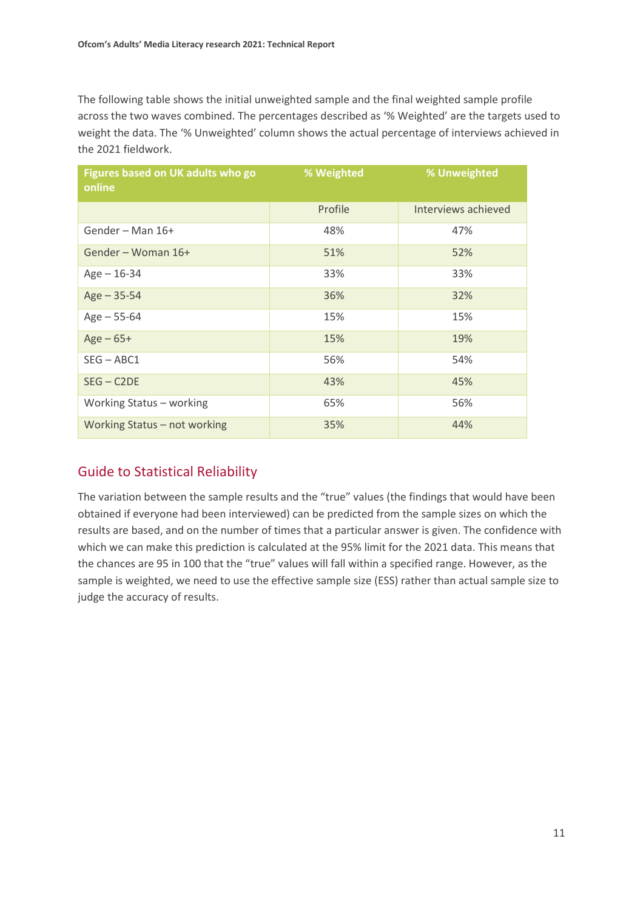The following table shows the initial unweighted sample and the final weighted sample profile across the two waves combined. The percentages described as '% Weighted' are the targets used to weight the data. The '% Unweighted' column shows the actual percentage of interviews achieved in the 2021 fieldwork.

| Figures based on UK adults who go online | % Weighted | % Unweighted |
|---|---|---|
| | Profile | Interviews achieved |
| Gender – Man 16+ | 48% | 47% |
| Gender – Woman 16+ | 51% | 52% |
| Age – 16-34 | 33% | 33% |
| Age – 35-54 | 36% | 32% |
| Age – 55-64 | 15% | 15% |
| Age – 65+ | 15% | 19% |
| SEG – ABC1 | 56% | 54% |
| SEG – C2DE | 43% | 45% |
| Working Status – working | 65% | 56% |
| Working Status – not working | 35% | 44% |

## Guide to Statistical Reliability

The variation between the sample results and the "true" values (the findings that would have been obtained if everyone had been interviewed) can be predicted from the sample sizes on which the results are based, and on the number of times that a particular answer is given. The confidence with which we can make this prediction is calculated at the 95% limit for the 2021 data. This means that the chances are 95 in 100 that the "true" values will fall within a specified range. However, as the sample is weighted, we need to use the effective sample size (ESS) rather than actual sample size to judge the accuracy of results.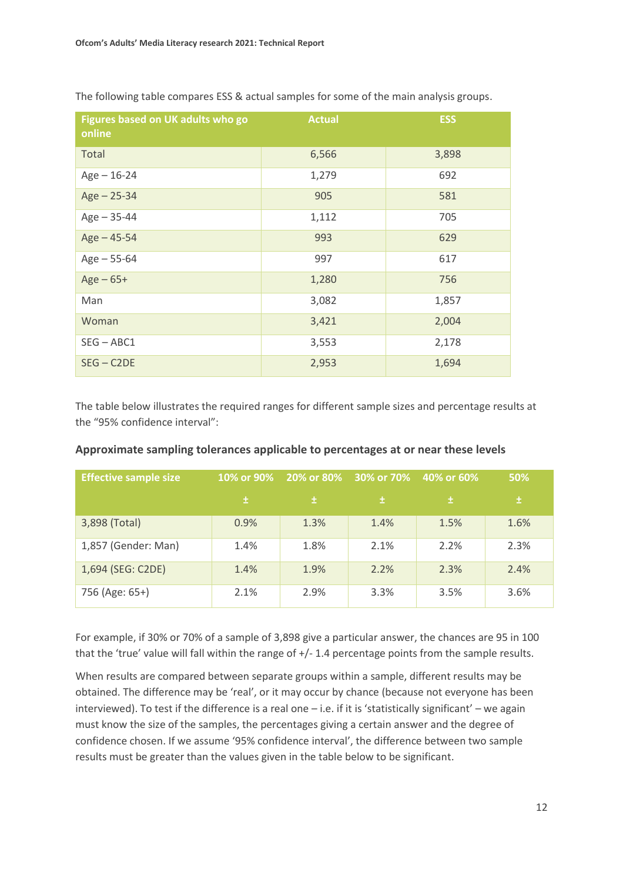The following table compares ESS & actual samples for some of the main analysis groups.

| Figures based on UK adults who go online | Actual | ESS |
|---|---|---|
| Total | 6,566 | 3,898 |
| Age – 16-24 | 1,279 | 692 |
| Age – 25-34 | 905 | 581 |
| Age – 35-44 | 1,112 | 705 |
| Age – 45-54 | 993 | 629 |
| Age – 55-64 | 997 | 617 |
| Age – 65+ | 1,280 | 756 |
| Man | 3,082 | 1,857 |
| Woman | 3,421 | 2,004 |
| SEG – ABC1 | 3,553 | 2,178 |
| SEG – C2DE | 2,953 | 1,694 |

The table below illustrates the required ranges for different sample sizes and percentage results at the "95% confidence interval":

**Approximate sampling tolerances applicable to percentages at or near these levels**

| Effective sample size | 10% or 90% | 20% or 80% | 30% or 70% | 40% or 60% | 50% |
|---|---|---|---|---|---|
| | ± | ± | ± | ± | ± |
| 3,898 (Total) | 0.9% | 1.3% | 1.4% | 1.5% | 1.6% |
| 1,857 (Gender: Man) | 1.4% | 1.8% | 2.1% | 2.2% | 2.3% |
| 1,694 (SEG: C2DE) | 1.4% | 1.9% | 2.2% | 2.3% | 2.4% |
| 756 (Age: 65+) | 2.1% | 2.9% | 3.3% | 3.5% | 3.6% |

For example, if 30% or 70% of a sample of 3,898 give a particular answer, the chances are 95 in 100 that the 'true' value will fall within the range of +/- 1.4 percentage points from the sample results.

When results are compared between separate groups within a sample, different results may be obtained. The difference may be 'real', or it may occur by chance (because not everyone has been interviewed). To test if the difference is a real one – i.e. if it is 'statistically significant' – we again must know the size of the samples, the percentages giving a certain answer and the degree of confidence chosen. If we assume '95% confidence interval', the difference between two sample results must be greater than the values given in the table below to be significant.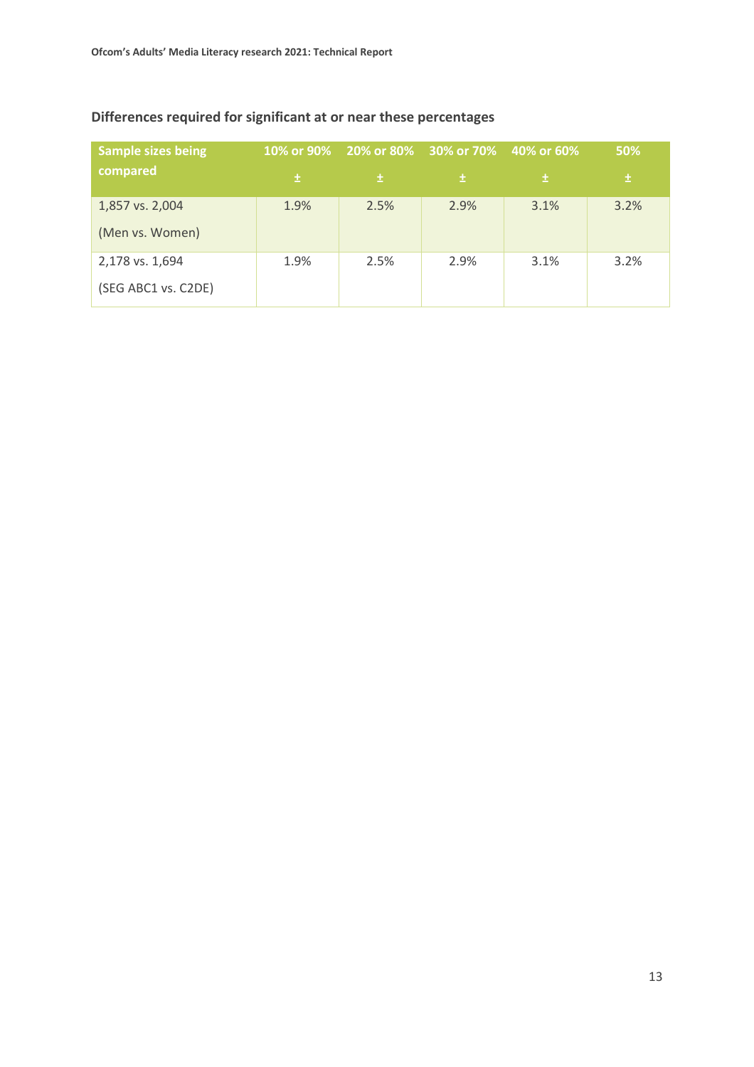### Differences required for significant at or near these percentages

| Sample sizes being compared | 10% or 90% | 20% or 80% | 30% or 70% | 40% or 60% | 50% |
|---|---|---|---|---|---|
| | ± | ± | ± | ± | ± |
| 1,857 vs. 2,004 (Men vs. Women) | 1.9% | 2.5% | 2.9% | 3.1% | 3.2% |
| 2,178 vs. 1,694 (SEG ABC1 vs. C2DE) | 1.9% | 2.5% | 2.9% | 3.1% | 3.2% |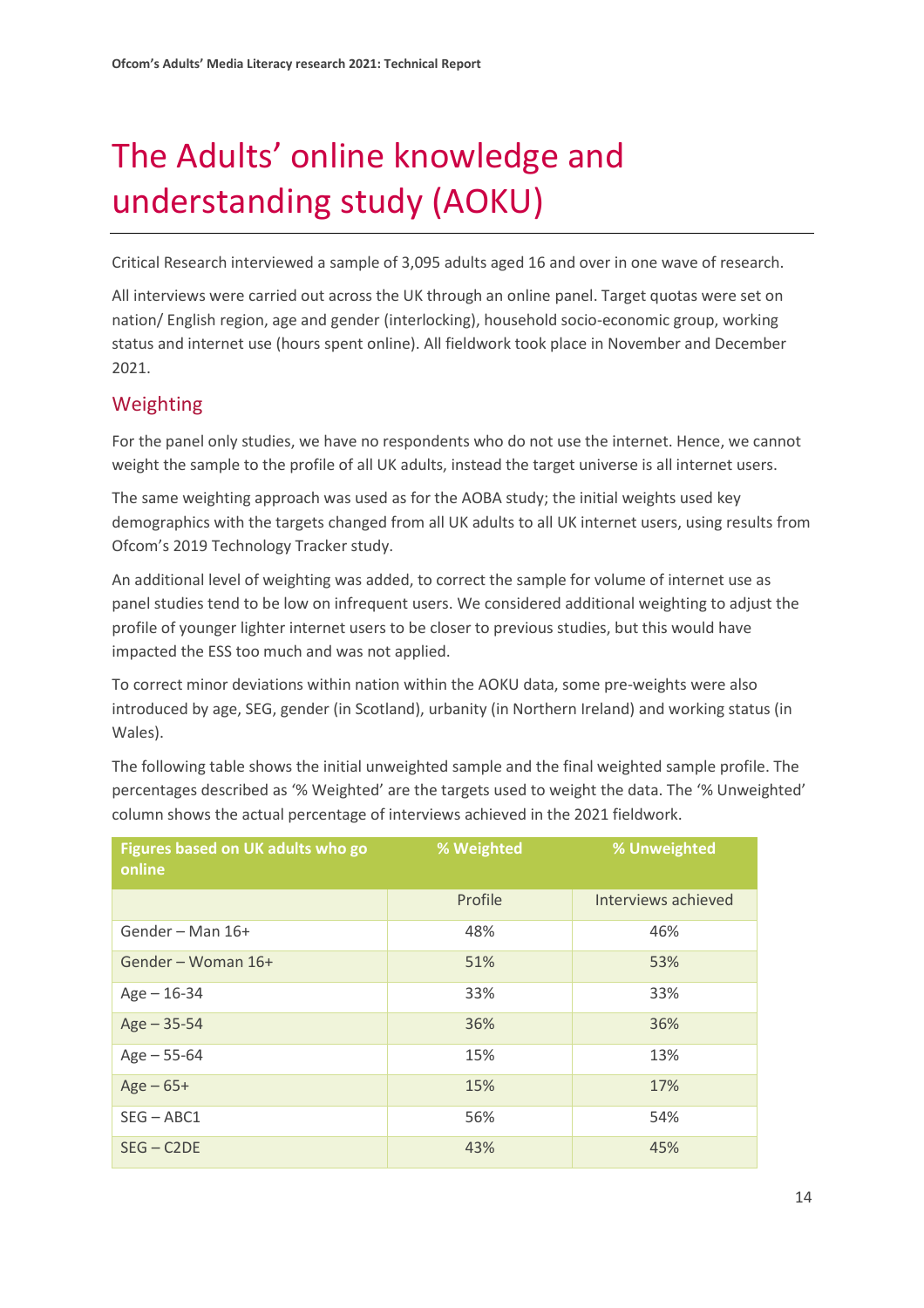# The Adults' online knowledge and understanding study (AOKU)

Critical Research interviewed a sample of 3,095 adults aged 16 and over in one wave of research.

All interviews were carried out across the UK through an online panel. Target quotas were set on nation/ English region, age and gender (interlocking), household socio-economic group, working status and internet use (hours spent online). All fieldwork took place in November and December 2021.

## Weighting

For the panel only studies, we have no respondents who do not use the internet. Hence, we cannot weight the sample to the profile of all UK adults, instead the target universe is all internet users.

The same weighting approach was used as for the AOBA study; the initial weights used key demographics with the targets changed from all UK adults to all UK internet users, using results from Ofcom's 2019 Technology Tracker study.

An additional level of weighting was added, to correct the sample for volume of internet use as panel studies tend to be low on infrequent users. We considered additional weighting to adjust the profile of younger lighter internet users to be closer to previous studies, but this would have impacted the ESS too much and was not applied.

To correct minor deviations within nation within the AOKU data, some pre-weights were also introduced by age, SEG, gender (in Scotland), urbanity (in Northern Ireland) and working status (in Wales).

The following table shows the initial unweighted sample and the final weighted sample profile. The percentages described as '% Weighted' are the targets used to weight the data. The '% Unweighted' column shows the actual percentage of interviews achieved in the 2021 fieldwork.

| Figures based on UK adults who go online | % Weighted | % Unweighted |
|---|---|---|
| | Profile | Interviews achieved |
| Gender – Man 16+ | 48% | 46% |
| Gender – Woman 16+ | 51% | 53% |
| Age – 16-34 | 33% | 33% |
| Age – 35-54 | 36% | 36% |
| Age – 55-64 | 15% | 13% |
| Age – 65+ | 15% | 17% |
| SEG – ABC1 | 56% | 54% |
| SEG – C2DE | 43% | 45% |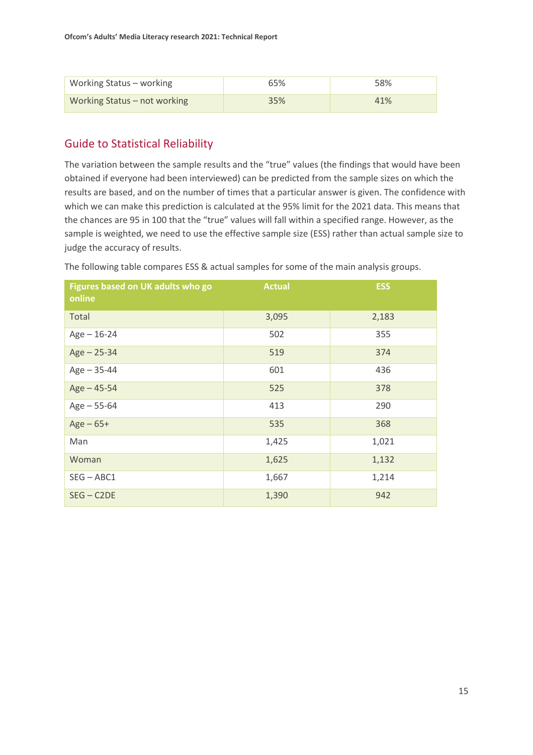| Working Status – working | 65% | 58% |
| --- | --- | --- |
| Working Status – not working | 35% | 41% |

## Guide to Statistical Reliability

The variation between the sample results and the "true" values (the findings that would have been obtained if everyone had been interviewed) can be predicted from the sample sizes on which the results are based, and on the number of times that a particular answer is given. The confidence with which we can make this prediction is calculated at the 95% limit for the 2021 data. This means that the chances are 95 in 100 that the "true" values will fall within a specified range. However, as the sample is weighted, we need to use the effective sample size (ESS) rather than actual sample size to judge the accuracy of results.

The following table compares ESS & actual samples for some of the main analysis groups.

| Figures based on UK adults who go online | Actual | ESS |
| --- | --- | --- |
| Total | 3,095 | 2,183 |
| Age – 16-24 | 502 | 355 |
| Age – 25-34 | 519 | 374 |
| Age – 35-44 | 601 | 436 |
| Age – 45-54 | 525 | 378 |
| Age – 55-64 | 413 | 290 |
| Age – 65+ | 535 | 368 |
| Man | 1,425 | 1,021 |
| Woman | 1,625 | 1,132 |
| SEG – ABC1 | 1,667 | 1,214 |
| SEG – C2DE | 1,390 | 942 |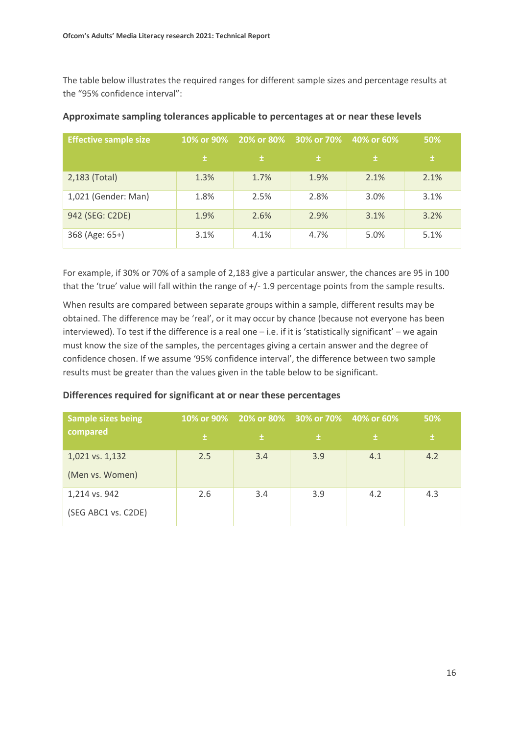The table below illustrates the required ranges for different sample sizes and percentage results at the "95% confidence interval":

### Approximate sampling tolerances applicable to percentages at or near these levels

| Effective sample size | 10% or 90% ± | 20% or 80% ± | 30% or 70% ± | 40% or 60% ± | 50% ± |
|---|---|---|---|---|---|
| 2,183 (Total) | 1.3% | 1.7% | 1.9% | 2.1% | 2.1% |
| 1,021 (Gender: Man) | 1.8% | 2.5% | 2.8% | 3.0% | 3.1% |
| 942 (SEG: C2DE) | 1.9% | 2.6% | 2.9% | 3.1% | 3.2% |
| 368 (Age: 65+) | 3.1% | 4.1% | 4.7% | 5.0% | 5.1% |

For example, if 30% or 70% of a sample of 2,183 give a particular answer, the chances are 95 in 100 that the 'true' value will fall within the range of +/- 1.9 percentage points from the sample results.

When results are compared between separate groups within a sample, different results may be obtained. The difference may be 'real', or it may occur by chance (because not everyone has been interviewed). To test if the difference is a real one – i.e. if it is 'statistically significant' – we again must know the size of the samples, the percentages giving a certain answer and the degree of confidence chosen. If we assume '95% confidence interval', the difference between two sample results must be greater than the values given in the table below to be significant.

### Differences required for significant at or near these percentages

| Sample sizes being compared | 10% or 90% ± | 20% or 80% ± | 30% or 70% ± | 40% or 60% ± | 50% ± |
|---|---|---|---|---|---|
| 1,021 vs. 1,132 (Men vs. Women) | 2.5 | 3.4 | 3.9 | 4.1 | 4.2 |
| 1,214 vs. 942 (SEG ABC1 vs. C2DE) | 2.6 | 3.4 | 3.9 | 4.2 | 4.3 |